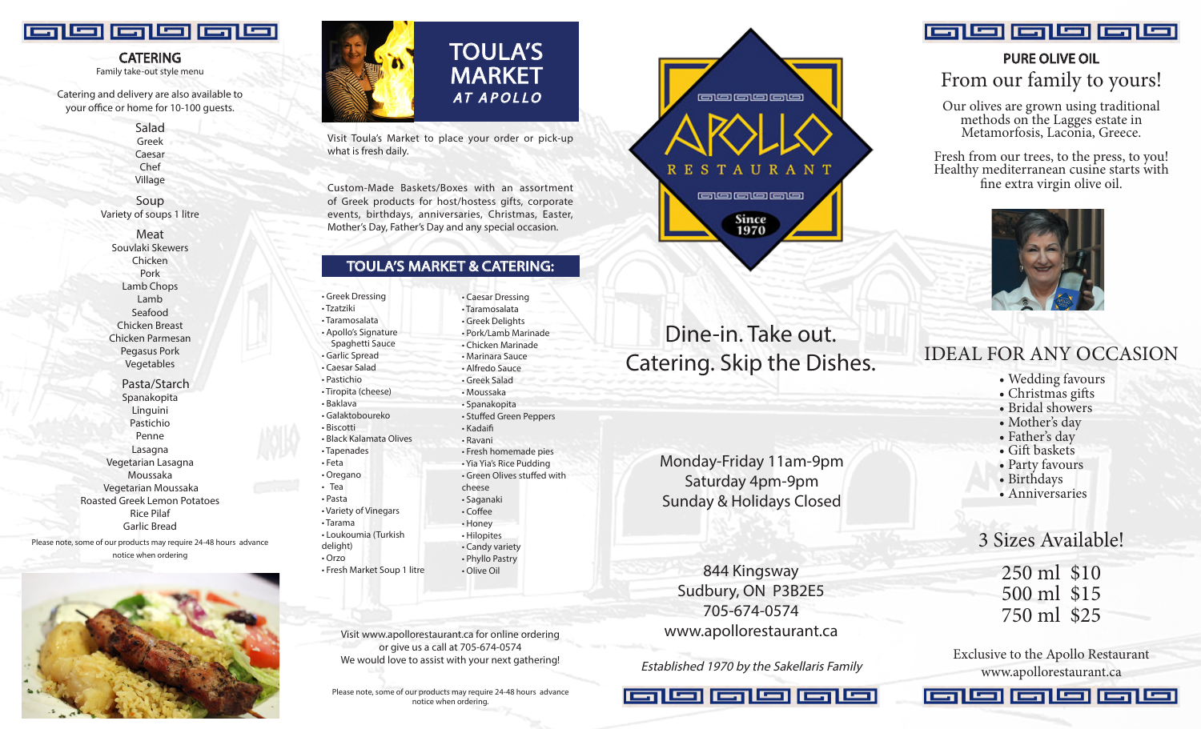## CATERING

Family take-out style menu

Catering and delivery are also available to your office or home for 10-100 guests.

### Salad
Greek
Caesar
Chef
Village

### Soup
Variety of soups 1 litre

### Meat
Souvlaki Skewers
Chicken
Pork
Lamb Chops
Lamb
Seafood
Chicken Breast
Chicken Parmesan
Pegasus Pork
Vegetables

### Pasta/Starch
Spanakopita
Linguini
Pastichio
Penne
Lasagna
Vegetarian Lasagna
Moussaka
Vegetarian Moussaka
Roasted Greek Lemon Potatoes
Rice Pilaf
Garlic Bread

Please note, some of our products may require 24-48 hours advance notice when ordering

# TOULA'S MARKET *AT APOLLO*

Visit Toula's Market to place your order or pick-up what is fresh daily.

Custom-Made Baskets/Boxes with an assortment of Greek products for host/hostess gifts, corporate events, birthdays, anniversaries, Christmas, Easter, Mother's Day, Father's Day and any special occasion.

## TOULA'S MARKET & CATERING:

- Greek Dressing
- Tzatziki
- Taramosalata
- Apollo's Signature Spaghetti Sauce
- Garlic Spread
- Caesar Salad
- Pastichio
- Tiropita (cheese)
- Baklava
- Galaktoboureko
- Biscotti
- Black Kalamata Olives
- Tapenades
- Feta
- Oregano
- Tea
- Pasta
- Variety of Vinegars
- Tarama
- Loukoumia (Turkish delight)
- Orzo
- Fresh Market Soup 1 litre
- Caesar Dressing
- Taramosalata
- Greek Delights
- Pork/Lamb Marinade
- Chicken Marinade
- Marinara Sauce
- Alfredo Sauce
- Greek Salad
- Moussaka
- Spanakopita
- Stuffed Green Peppers
- Kadaifi
- Ravani
- Fresh homemade pies
- Yia Yia's Rice Pudding
- Green Olives stuffed with cheese
- Saganaki
- Coffee
- Honey
- Hilopites
- Candy variety
- Phyllo Pastry
- Olive Oil

Visit www.apollorestaurant.ca for online ordering
or give us a call at 705-674-0574
We would love to assist with your next gathering!

Please note, some of our products may require 24-48 hours advance notice when ordering.

# APOLLO RESTAURANT

Since 1970

## Dine-in. Take out. Catering. Skip the Dishes.

Monday-Friday 11am-9pm
Saturday 4pm-9pm
Sunday & Holidays Closed

844 Kingsway
Sudbury, ON P3B2E5
705-674-0574
www.apollorestaurant.ca

*Established 1970 by the Sakellaris Family*

## PURE OLIVE OIL

### From our family to yours!

Our olives are grown using traditional methods on the Lagges estate in Metamorfosis, Laconia, Greece.

Fresh from our trees, to the press, to you! Healthy mediterranean cusine starts with fine extra virgin olive oil.

## IDEAL FOR ANY OCCASION

- Wedding favours
- Christmas gifts
- Bridal showers
- Mother's day
- Father's day
- Gift baskets
- Party favours
- Birthdays
- Anniversaries

### 3 Sizes Available!

250 ml $10
500 ml $15
750 ml $25

Exclusive to the Apollo Restaurant
www.apollorestaurant.ca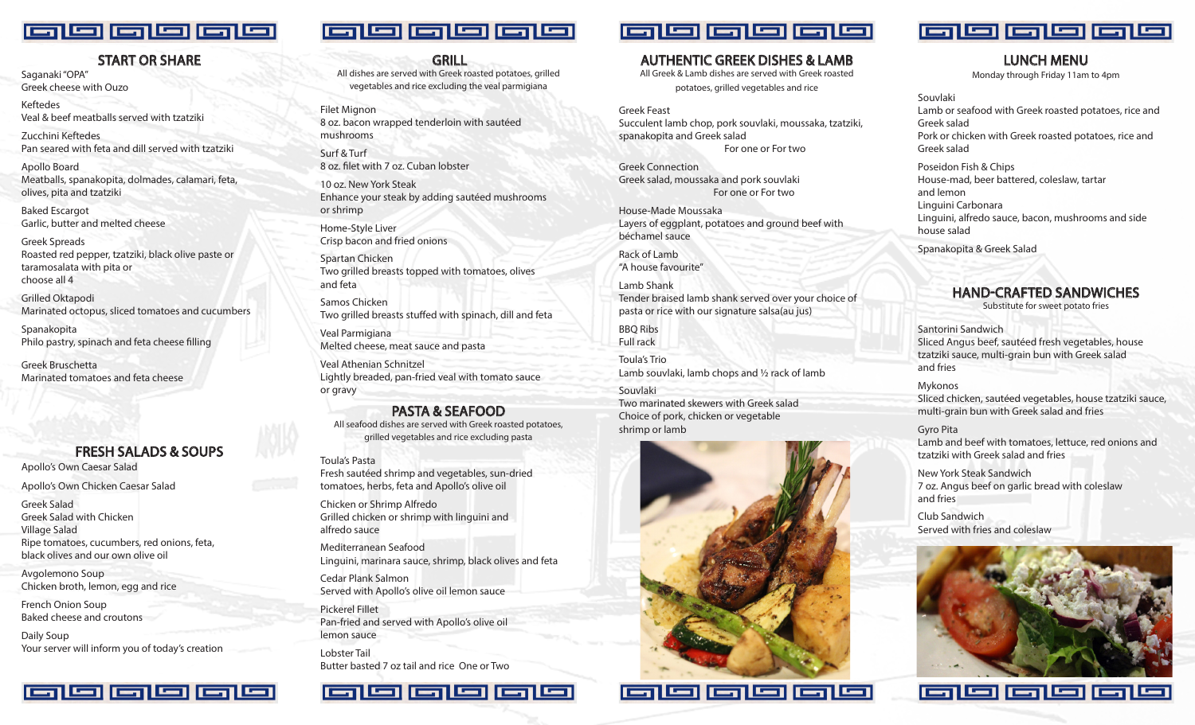## START OR SHARE

Saganaki "OPA"
Greek cheese with Ouzo

Keftedes
Veal & beef meatballs served with tzatziki

Zucchini Keftedes
Pan seared with feta and dill served with tzatziki

Apollo Board
Meatballs, spanakopita, dolmades, calamari, feta, olives, pita and tzatziki

Baked Escargot
Garlic, butter and melted cheese

Greek Spreads
Roasted red pepper, tzatziki, black olive paste or taramosalata with pita or choose all 4

Grilled Oktapodi
Marinated octopus, sliced tomatoes and cucumbers

Spanakopita
Philo pastry, spinach and feta cheese filling

Greek Bruschetta
Marinated tomatoes and feta cheese

## FRESH SALADS & SOUPS

Apollo's Own Caesar Salad

Apollo's Own Chicken Caesar Salad

Greek Salad
Greek Salad with Chicken
Village Salad
Ripe tomatoes, cucumbers, red onions, feta, black olives and our own olive oil

Avgolemono Soup
Chicken broth, lemon, egg and rice

French Onion Soup
Baked cheese and croutons

Daily Soup
Your server will inform you of today's creation

## GRILL

All dishes are served with Greek roasted potatoes, grilled vegetables and rice excluding the veal parmigiana

Filet Mignon
8 oz. bacon wrapped tenderloin with sautéed mushrooms

Surf & Turf
8 oz. filet with 7 oz. Cuban lobster

10 oz. New York Steak
Enhance your steak by adding sautéed mushrooms or shrimp

Home-Style Liver
Crisp bacon and fried onions

Spartan Chicken
Two grilled breasts topped with tomatoes, olives and feta

Samos Chicken
Two grilled breasts stuffed with spinach, dill and feta

Veal Parmigiana
Melted cheese, meat sauce and pasta

Veal Athenian Schnitzel
Lightly breaded, pan-fried veal with tomato sauce or gravy

## PASTA & SEAFOOD

All seafood dishes are served with Greek roasted potatoes, grilled vegetables and rice excluding pasta

Toula's Pasta
Fresh sautéed shrimp and vegetables, sun-dried tomatoes, herbs, feta and Apollo's olive oil

Chicken or Shrimp Alfredo
Grilled chicken or shrimp with linguini and alfredo sauce

Mediterranean Seafood
Linguini, marinara sauce, shrimp, black olives and feta

Cedar Plank Salmon
Served with Apollo's olive oil lemon sauce

Pickerel Fillet
Pan-fried and served with Apollo's olive oil lemon sauce

Lobster Tail
Butter basted 7 oz tail and rice One or Two

## AUTHENTIC GREEK DISHES & LAMB

All Greek & Lamb dishes are served with Greek roasted potatoes, grilled vegetables and rice

Greek Feast
Succulent lamb chop, pork souvlaki, moussaka, tzatziki, spanakopita and Greek salad
For one or For two

Greek Connection
Greek salad, moussaka and pork souvlaki
For one or For two

House-Made Moussaka
Layers of eggplant, potatoes and ground beef with béchamel sauce

Rack of Lamb
"A house favourite"

Lamb Shank
Tender braised lamb shank served over your choice of pasta or rice with our signature salsa(au jus)

BBQ Ribs
Full rack

Toula's Trio
Lamb souvlaki, lamb chops and ½ rack of lamb

Souvlaki
Two marinated skewers with Greek salad
Choice of pork, chicken or vegetable
shrimp or lamb

## LUNCH MENU

Monday through Friday 11am to 4pm

Souvlaki
Lamb or seafood with Greek roasted potatoes, rice and Greek salad
Pork or chicken with Greek roasted potatoes, rice and Greek salad

Poseidon Fish & Chips
House-mad, beer battered, coleslaw, tartar and lemon
Linguini Carbonara
Linguini, alfredo sauce, bacon, mushrooms and side house salad

Spanakopita & Greek Salad

## HAND-CRAFTED SANDWICHES

Substitute for sweet potato fries

Santorini Sandwich
Sliced Angus beef, sautéed fresh vegetables, house tzatziki sauce, multi-grain bun with Greek salad and fries

Mykonos
Sliced chicken, sautéed vegetables, house tzatziki sauce, multi-grain bun with Greek salad and fries

Gyro Pita
Lamb and beef with tomatoes, lettuce, red onions and tzatziki with Greek salad and fries

New York Steak Sandwich
7 oz. Angus beef on garlic bread with coleslaw and fries

Club Sandwich
Served with fries and coleslaw